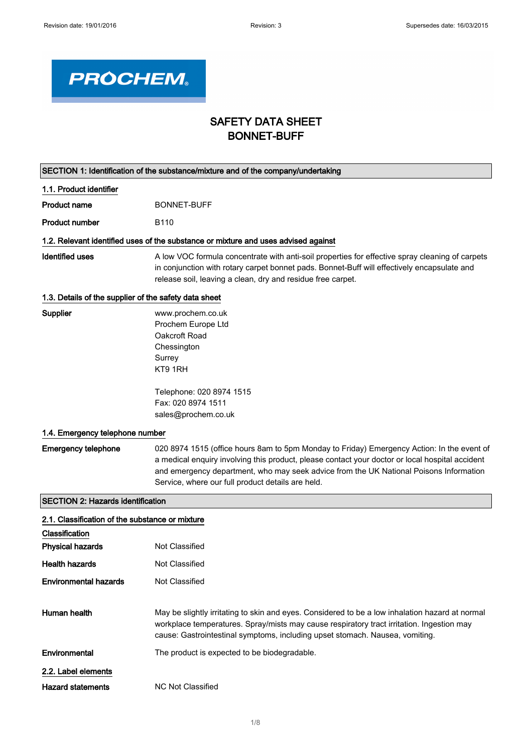PROCHEM

# SAFETY DATA SHEET
# BONNET-BUFF

## SECTION 1: Identification of the substance/mixture and of the company/undertaking

### 1.1. Product identifier

**Product name** BONNET-BUFF

**Product number** B110

### 1.2. Relevant identified uses of the substance or mixture and uses advised against

**Identified uses** A low VOC formula concentrate with anti-soil properties for effective spray cleaning of carpets in conjunction with rotary carpet bonnet pads. Bonnet-Buff will effectively encapsulate and release soil, leaving a clean, dry and residue free carpet.

### 1.3. Details of the supplier of the safety data sheet

**Supplier**
www.prochem.co.uk
Prochem Europe Ltd
Oakcroft Road
Chessington
Surrey
KT9 1RH

Telephone: 020 8974 1515
Fax: 020 8974 1511
sales@prochem.co.uk

### 1.4. Emergency telephone number

**Emergency telephone** 020 8974 1515 (office hours 8am to 5pm Monday to Friday) Emergency Action: In the event of a medical enquiry involving this product, please contact your doctor or local hospital accident and emergency department, who may seek advice from the UK National Poisons Information Service, where our full product details are held.

## SECTION 2: Hazards identification

### 2.1. Classification of the substance or mixture

**Classification**

**Physical hazards** Not Classified

**Health hazards** Not Classified

**Environmental hazards** Not Classified

**Human health** May be slightly irritating to skin and eyes. Considered to be a low inhalation hazard at normal workplace temperatures. Spray/mists may cause respiratory tract irritation. Ingestion may cause: Gastrointestinal symptoms, including upset stomach. Nausea, vomiting.

**Environmental** The product is expected to be biodegradable.

### 2.2. Label elements

**Hazard statements** NC Not Classified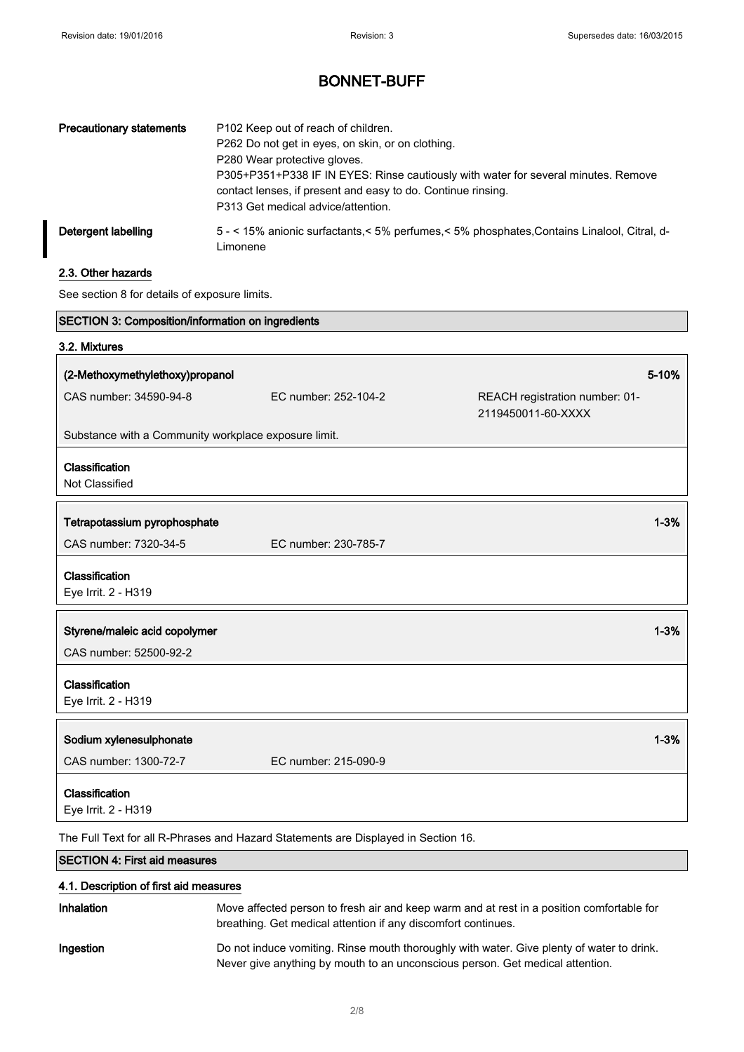| | |
|---|---|
| **Precautionary statements** | P102 Keep out of reach of children.<br>P262 Do not get in eyes, on skin, or on clothing.<br>P280 Wear protective gloves.<br>P305+P351+P338 IF IN EYES: Rinse cautiously with water for several minutes. Remove contact lenses, if present and easy to do. Continue rinsing.<br>P313 Get medical advice/attention. |
| **Detergent labelling** | 5 - < 15% anionic surfactants,< 5% perfumes,< 5% phosphates,Contains Linalool, Citral, d-Limonene |

### 2.3. Other hazards

See section 8 for details of exposure limits.

## SECTION 3: Composition/information on ingredients

### 3.2. Mixtures

**(2-Methoxymethylethoxy)propanol** — 5-10%

CAS number: 34590-94-8 | EC number: 252-104-2 | REACH registration number: 01-2119450011-60-XXXX

Substance with a Community workplace exposure limit.

**Classification**
Not Classified

**Tetrapotassium pyrophosphate** — 1-3%

CAS number: 7320-34-5 | EC number: 230-785-7

**Classification**
Eye Irrit. 2 - H319

**Styrene/maleic acid copolymer** — 1-3%

CAS number: 52500-92-2

**Classification**
Eye Irrit. 2 - H319

**Sodium xylenesulphonate** — 1-3%

CAS number: 1300-72-7 | EC number: 215-090-9

**Classification**
Eye Irrit. 2 - H319

The Full Text for all R-Phrases and Hazard Statements are Displayed in Section 16.

## SECTION 4: First aid measures

### 4.1. Description of first aid measures

| | |
|---|---|
| **Inhalation** | Move affected person to fresh air and keep warm and at rest in a position comfortable for breathing. Get medical attention if any discomfort continues. |
| **Ingestion** | Do not induce vomiting. Rinse mouth thoroughly with water. Give plenty of water to drink. Never give anything by mouth to an unconscious person. Get medical attention. |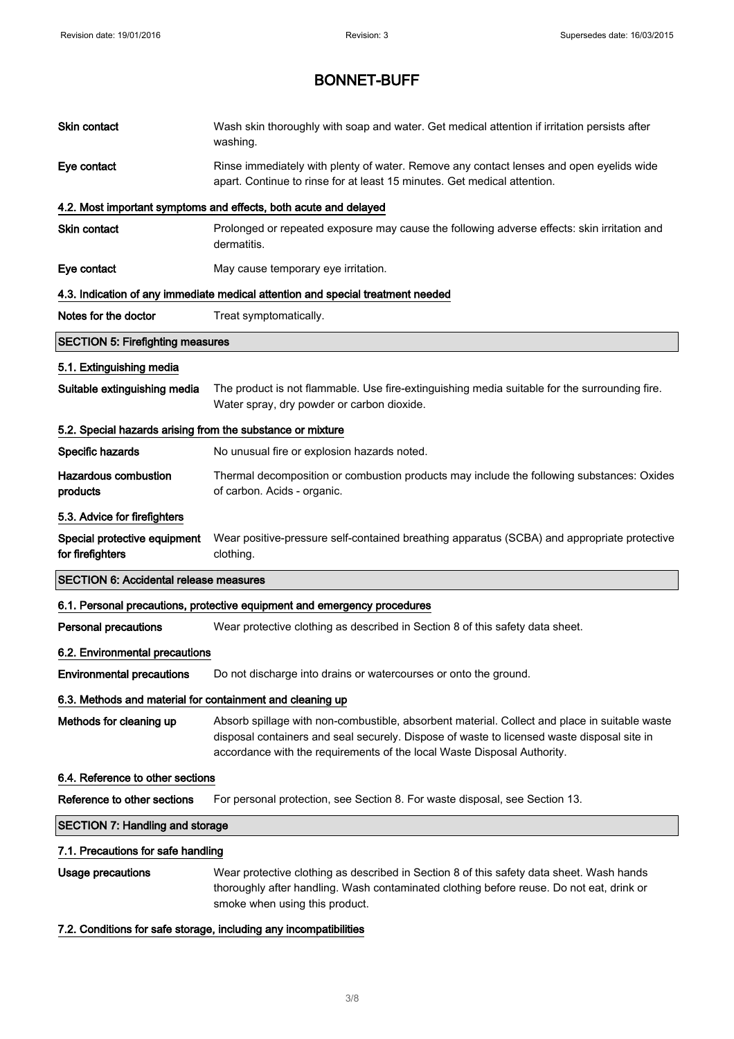# BONNET-BUFF

| | |
|---|---|
| **Skin contact** | Wash skin thoroughly with soap and water. Get medical attention if irritation persists after washing. |
| **Eye contact** | Rinse immediately with plenty of water. Remove any contact lenses and open eyelids wide apart. Continue to rinse for at least 15 minutes. Get medical attention. |

### 4.2. Most important symptoms and effects, both acute and delayed

| | |
|---|---|
| **Skin contact** | Prolonged or repeated exposure may cause the following adverse effects: skin irritation and dermatitis. |
| **Eye contact** | May cause temporary eye irritation. |

### 4.3. Indication of any immediate medical attention and special treatment needed

| | |
|---|---|
| **Notes for the doctor** | Treat symptomatically. |

## SECTION 5: Firefighting measures

### 5.1. Extinguishing media

| | |
|---|---|
| **Suitable extinguishing media** | The product is not flammable. Use fire-extinguishing media suitable for the surrounding fire. Water spray, dry powder or carbon dioxide. |

### 5.2. Special hazards arising from the substance or mixture

| | |
|---|---|
| **Specific hazards** | No unusual fire or explosion hazards noted. |
| **Hazardous combustion products** | Thermal decomposition or combustion products may include the following substances: Oxides of carbon. Acids - organic. |

### 5.3. Advice for firefighters

| | |
|---|---|
| **Special protective equipment for firefighters** | Wear positive-pressure self-contained breathing apparatus (SCBA) and appropriate protective clothing. |

## SECTION 6: Accidental release measures

### 6.1. Personal precautions, protective equipment and emergency procedures

| | |
|---|---|
| **Personal precautions** | Wear protective clothing as described in Section 8 of this safety data sheet. |

### 6.2. Environmental precautions

| | |
|---|---|
| **Environmental precautions** | Do not discharge into drains or watercourses or onto the ground. |

### 6.3. Methods and material for containment and cleaning up

| | |
|---|---|
| **Methods for cleaning up** | Absorb spillage with non-combustible, absorbent material. Collect and place in suitable waste disposal containers and seal securely. Dispose of waste to licensed waste disposal site in accordance with the requirements of the local Waste Disposal Authority. |

### 6.4. Reference to other sections

| | |
|---|---|
| **Reference to other sections** | For personal protection, see Section 8. For waste disposal, see Section 13. |

## SECTION 7: Handling and storage

### 7.1. Precautions for safe handling

| | |
|---|---|
| **Usage precautions** | Wear protective clothing as described in Section 8 of this safety data sheet. Wash hands thoroughly after handling. Wash contaminated clothing before reuse. Do not eat, drink or smoke when using this product. |

### 7.2. Conditions for safe storage, including any incompatibilities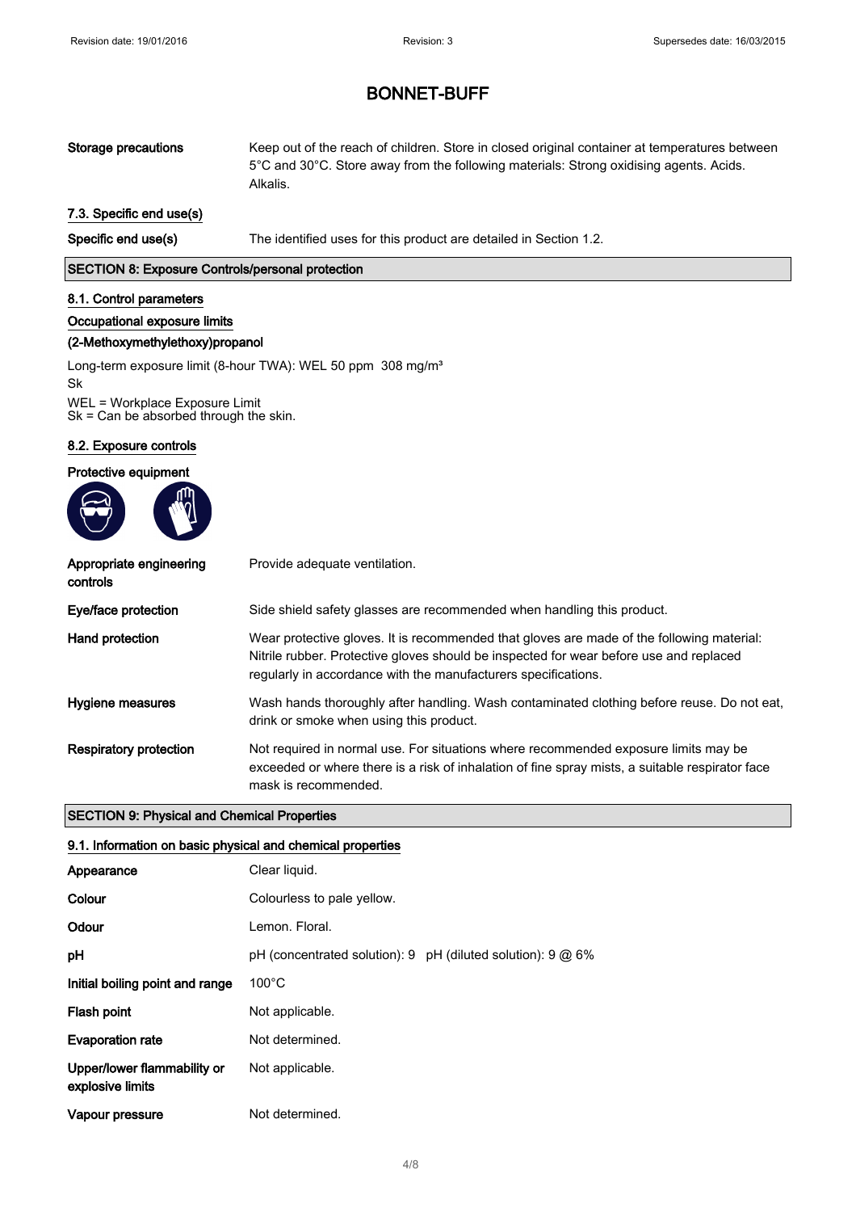# BONNET-BUFF

| | |
|---|---|
| **Storage precautions** | Keep out of the reach of children. Store in closed original container at temperatures between 5°C and 30°C. Store away from the following materials: Strong oxidising agents. Acids. Alkalis. |

### 7.3. Specific end use(s)

| | |
|---|---|
| **Specific end use(s)** | The identified uses for this product are detailed in Section 1.2. |

## SECTION 8: Exposure Controls/personal protection

### 8.1. Control parameters

**Occupational exposure limits**

**(2-Methoxymethylethoxy)propanol**

Long-term exposure limit (8-hour TWA): WEL 50 ppm 308 mg/m³
Sk

WEL = Workplace Exposure Limit
Sk = Can be absorbed through the skin.

### 8.2. Exposure controls

**Protective equipment**

| | |
|---|---|
| **Appropriate engineering controls** | Provide adequate ventilation. |
| **Eye/face protection** | Side shield safety glasses are recommended when handling this product. |
| **Hand protection** | Wear protective gloves. It is recommended that gloves are made of the following material: Nitrile rubber. Protective gloves should be inspected for wear before use and replaced regularly in accordance with the manufacturers specifications. |
| **Hygiene measures** | Wash hands thoroughly after handling. Wash contaminated clothing before reuse. Do not eat, drink or smoke when using this product. |
| **Respiratory protection** | Not required in normal use. For situations where recommended exposure limits may be exceeded or where there is a risk of inhalation of fine spray mists, a suitable respirator face mask is recommended. |

## SECTION 9: Physical and Chemical Properties

### 9.1. Information on basic physical and chemical properties

| | |
|---|---|
| **Appearance** | Clear liquid. |
| **Colour** | Colourless to pale yellow. |
| **Odour** | Lemon. Floral. |
| **pH** | pH (concentrated solution): 9   pH (diluted solution): 9 @ 6% |
| **Initial boiling point and range** | 100°C |
| **Flash point** | Not applicable. |
| **Evaporation rate** | Not determined. |
| **Upper/lower flammability or explosive limits** | Not applicable. |
| **Vapour pressure** | Not determined. |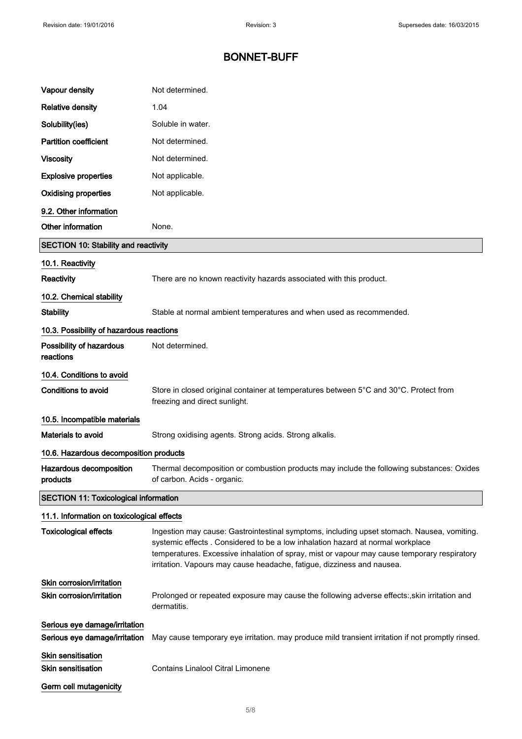| | |
|---|---|
| **Vapour density** | Not determined. |
| **Relative density** | 1.04 |
| **Solubility(ies)** | Soluble in water. |
| **Partition coefficient** | Not determined. |
| **Viscosity** | Not determined. |
| **Explosive properties** | Not applicable. |
| **Oxidising properties** | Not applicable. |

### 9.2. Other information

| | |
|---|---|
| **Other information** | None. |

## SECTION 10: Stability and reactivity

### 10.1. Reactivity

| | |
|---|---|
| **Reactivity** | There are no known reactivity hazards associated with this product. |

### 10.2. Chemical stability

| | |
|---|---|
| **Stability** | Stable at normal ambient temperatures and when used as recommended. |

### 10.3. Possibility of hazardous reactions

| | |
|---|---|
| **Possibility of hazardous reactions** | Not determined. |

### 10.4. Conditions to avoid

| | |
|---|---|
| **Conditions to avoid** | Store in closed original container at temperatures between 5°C and 30°C. Protect from freezing and direct sunlight. |

### 10.5. Incompatible materials

| | |
|---|---|
| **Materials to avoid** | Strong oxidising agents. Strong acids. Strong alkalis. |

### 10.6. Hazardous decomposition products

| | |
|---|---|
| **Hazardous decomposition products** | Thermal decomposition or combustion products may include the following substances: Oxides of carbon. Acids - organic. |

## SECTION 11: Toxicological information

### 11.1. Information on toxicological effects

| | |
|---|---|
| **Toxicological effects** | Ingestion may cause: Gastrointestinal symptoms, including upset stomach. Nausea, vomiting. systemic effects . Considered to be a low inhalation hazard at normal workplace temperatures. Excessive inhalation of spray, mist or vapour may cause temporary respiratory irritation. Vapours may cause headache, fatigue, dizziness and nausea. |

**Skin corrosion/irritation**

| | |
|---|---|
| **Skin corrosion/irritation** | Prolonged or repeated exposure may cause the following adverse effects:,skin irritation and dermatitis. |

**Serious eye damage/irritation**

| | |
|---|---|
| **Serious eye damage/irritation** | May cause temporary eye irritation. may produce mild transient irritation if not promptly rinsed. |

**Skin sensitisation**

| | |
|---|---|
| **Skin sensitisation** | Contains Linalool Citral Limonene |

**Germ cell mutagenicity**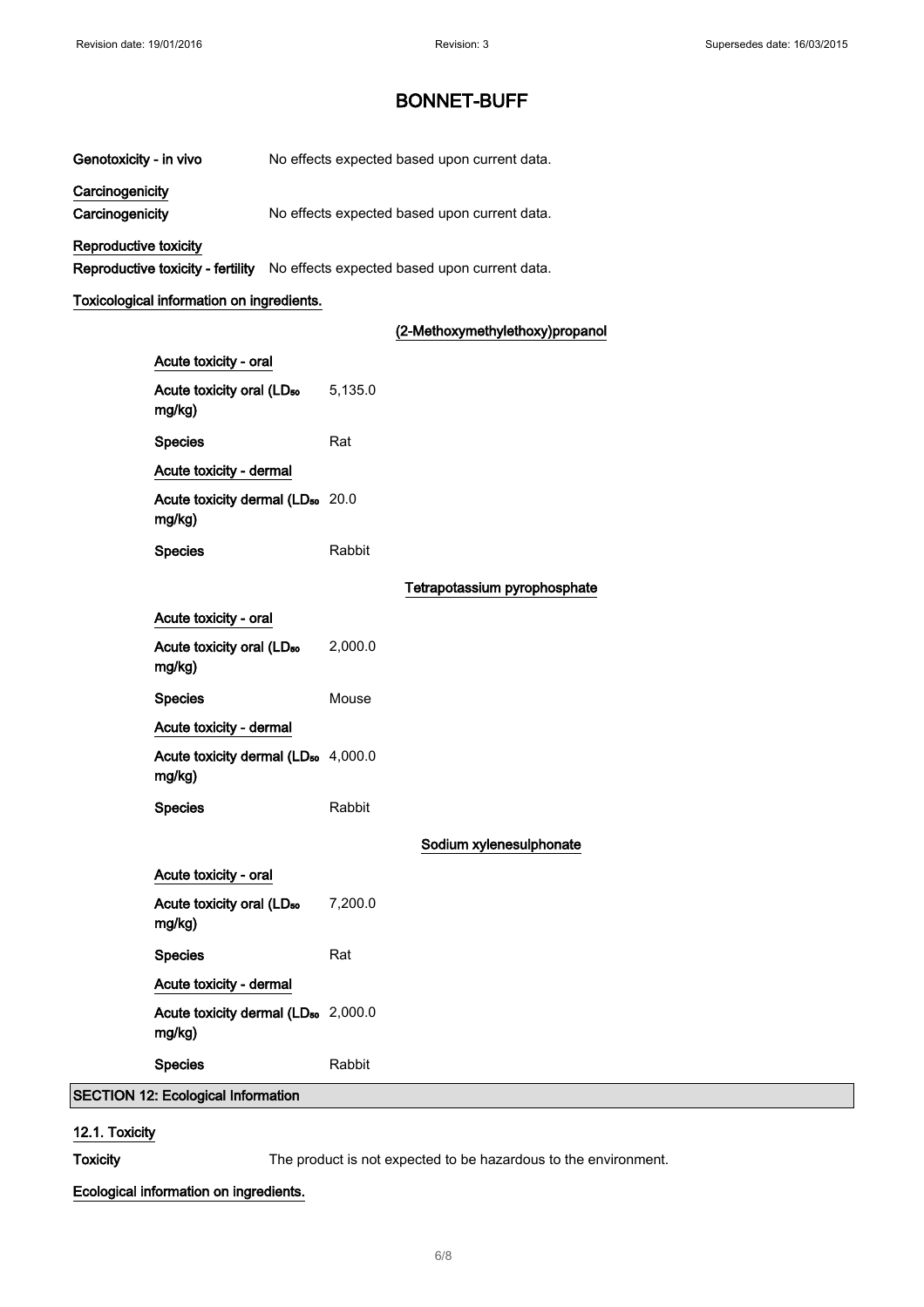# BONNET-BUFF

**Genotoxicity - in vivo** No effects expected based upon current data.

**Carcinogenicity**

**Carcinogenicity** No effects expected based upon current data.

**Reproductive toxicity**

**Reproductive toxicity - fertility** No effects expected based upon current data.

**Toxicological information on ingredients.**

**(2-Methoxymethylethoxy)propanol**

**Acute toxicity - oral**

| | |
|---|---|
| **Acute toxicity oral ($LD_{50}$ mg/kg)** | 5,135.0 |
| **Species** | Rat |

**Acute toxicity - dermal**

| | |
|---|---|
| **Acute toxicity dermal ($LD_{50}$ mg/kg)** | 20.0 |
| **Species** | Rabbit |

**Tetrapotassium pyrophosphate**

**Acute toxicity - oral**

| | |
|---|---|
| **Acute toxicity oral ($LD_{50}$ mg/kg)** | 2,000.0 |
| **Species** | Mouse |

**Acute toxicity - dermal**

| | |
|---|---|
| **Acute toxicity dermal ($LD_{50}$ mg/kg)** | 4,000.0 |
| **Species** | Rabbit |

**Sodium xylenesulphonate**

**Acute toxicity - oral**

| | |
|---|---|
| **Acute toxicity oral ($LD_{50}$ mg/kg)** | 7,200.0 |
| **Species** | Rat |

**Acute toxicity - dermal**

| | |
|---|---|
| **Acute toxicity dermal ($LD_{50}$ mg/kg)** | 2,000.0 |
| **Species** | Rabbit |

## SECTION 12: Ecological Information

### 12.1. Toxicity

**Toxicity** The product is not expected to be hazardous to the environment.

**Ecological information on ingredients.**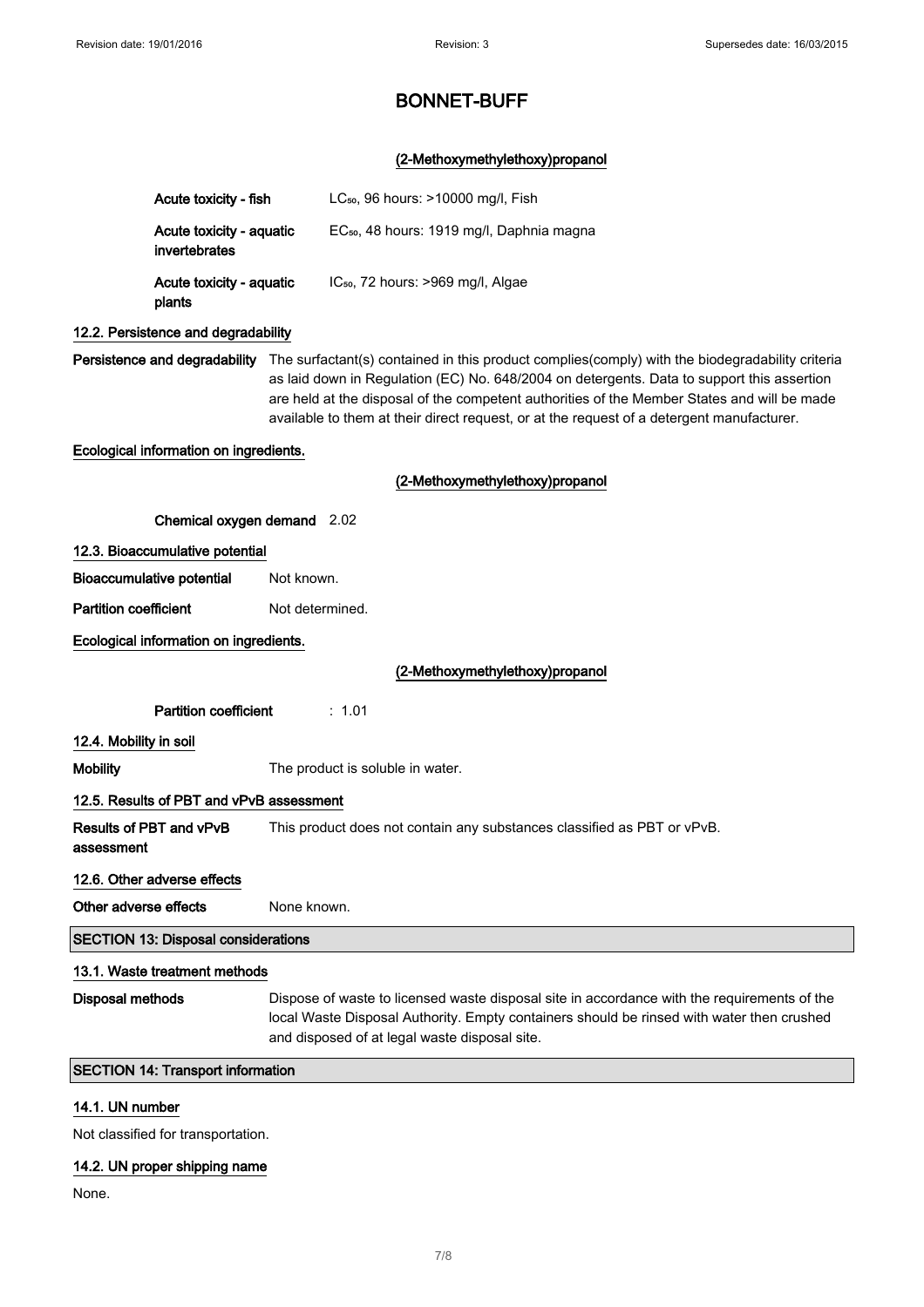# BONNET-BUFF

**(2-Methoxymethylethoxy)propanol**

| | |
|---|---|
| **Acute toxicity - fish** | $LC_{50}$, 96 hours: >10000 mg/l, Fish |
| **Acute toxicity - aquatic invertebrates** | $EC_{50}$, 48 hours: 1919 mg/l, Daphnia magna |
| **Acute toxicity - aquatic plants** | $IC_{50}$, 72 hours: >969 mg/l, Algae |

### 12.2. Persistence and degradability

**Persistence and degradability** The surfactant(s) contained in this product complies(comply) with the biodegradability criteria as laid down in Regulation (EC) No. 648/2004 on detergents. Data to support this assertion are held at the disposal of the competent authorities of the Member States and will be made available to them at their direct request, or at the request of a detergent manufacturer.

**Ecological information on ingredients.**

**(2-Methoxymethylethoxy)propanol**

**Chemical oxygen demand** 2.02

### 12.3. Bioaccumulative potential

**Bioaccumulative potential** Not known.

**Partition coefficient** Not determined.

**Ecological information on ingredients.**

**(2-Methoxymethylethoxy)propanol**

**Partition coefficient** : 1.01

### 12.4. Mobility in soil

**Mobility** The product is soluble in water.

### 12.5. Results of PBT and vPvB assessment

**Results of PBT and vPvB assessment** This product does not contain any substances classified as PBT or vPvB.

### 12.6. Other adverse effects

**Other adverse effects** None known.

## SECTION 13: Disposal considerations

### 13.1. Waste treatment methods

**Disposal methods** Dispose of waste to licensed waste disposal site in accordance with the requirements of the local Waste Disposal Authority. Empty containers should be rinsed with water then crushed and disposed of at legal waste disposal site.

## SECTION 14: Transport information

### 14.1. UN number

Not classified for transportation.

### 14.2. UN proper shipping name

None.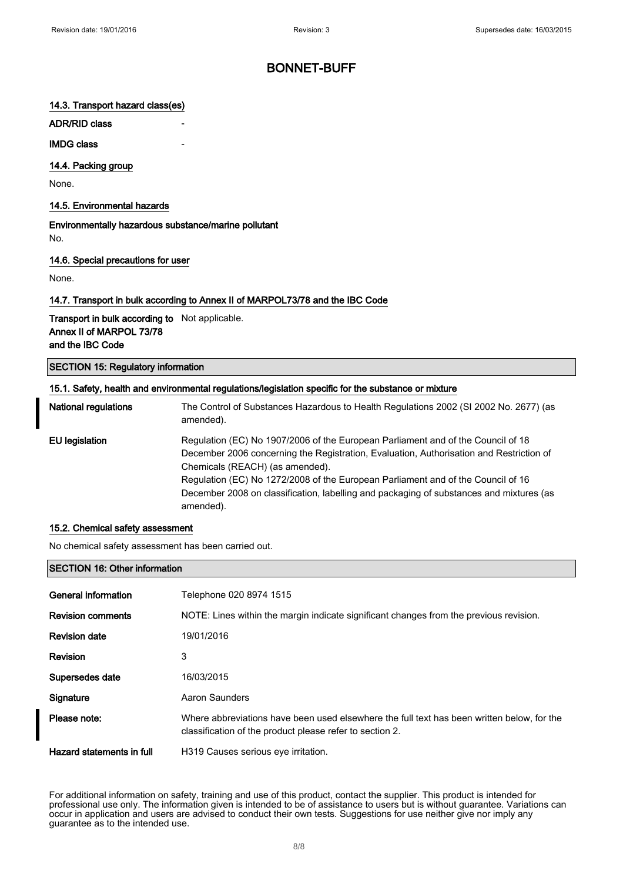# BONNET-BUFF

### 14.3. Transport hazard class(es)

| | |
|---|---|
| **ADR/RID class** | - |
| **IMDG class** | - |

### 14.4. Packing group

None.

### 14.5. Environmental hazards

**Environmentally hazardous substance/marine pollutant**

No.

### 14.6. Special precautions for user

None.

### 14.7. Transport in bulk according to Annex II of MARPOL73/78 and the IBC Code

| | |
|---|---|
| **Transport in bulk according to Annex II of MARPOL 73/78 and the IBC Code** | Not applicable. |

## SECTION 15: Regulatory information

### 15.1. Safety, health and environmental regulations/legislation specific for the substance or mixture

| | |
|---|---|
| **National regulations** | The Control of Substances Hazardous to Health Regulations 2002 (SI 2002 No. 2677) (as amended). |
| **EU legislation** | Regulation (EC) No 1907/2006 of the European Parliament and of the Council of 18 December 2006 concerning the Registration, Evaluation, Authorisation and Restriction of Chemicals (REACH) (as amended).<br>Regulation (EC) No 1272/2008 of the European Parliament and of the Council of 16 December 2008 on classification, labelling and packaging of substances and mixtures (as amended). |

### 15.2. Chemical safety assessment

No chemical safety assessment has been carried out.

## SECTION 16: Other information

| | |
|---|---|
| **General information** | Telephone 020 8974 1515 |
| **Revision comments** | NOTE: Lines within the margin indicate significant changes from the previous revision. |
| **Revision date** | 19/01/2016 |
| **Revision** | 3 |
| **Supersedes date** | 16/03/2015 |
| **Signature** | Aaron Saunders |
| **Please note:** | Where abbreviations have been used elsewhere the full text has been written below, for the classification of the product please refer to section 2. |
| **Hazard statements in full** | H319 Causes serious eye irritation. |

For additional information on safety, training and use of this product, contact the supplier. This product is intended for professional use only. The information given is intended to be of assistance to users but is without guarantee. Variations can occur in application and users are advised to conduct their own tests. Suggestions for use neither give nor imply any guarantee as to the intended use.